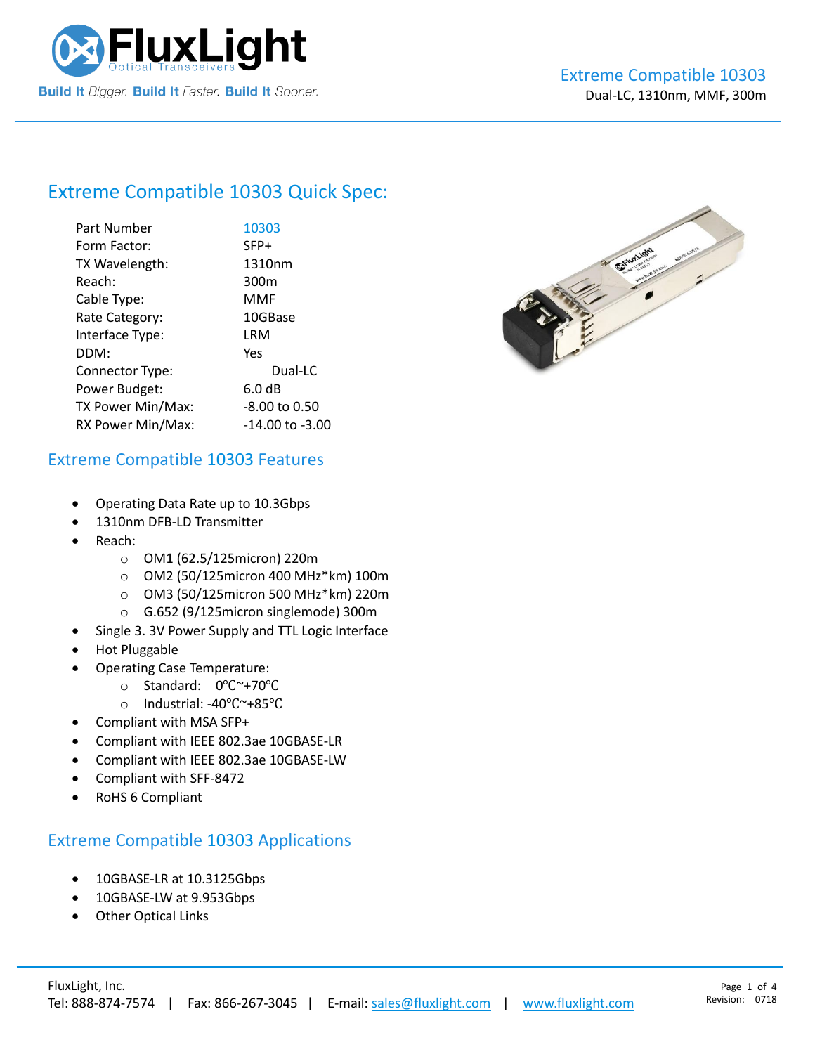# Extreme Compatible 10303

Dual-LC, 1310nm, MMF, 300m

## Extreme Compatible 10303 Quick Spec:

| | |
|---|---|
| Part Number | 10303 |
| Form Factor: | SFP+ |
| TX Wavelength: | 1310nm |
| Reach: | 300m |
| Cable Type: | MMF |
| Rate Category: | 10GBase |
| Interface Type: | LRM |
| DDM: | Yes |
| Connector Type: | Dual-LC |
| Power Budget: | 6.0 dB |
| TX Power Min/Max: | -8.00 to 0.50 |
| RX Power Min/Max: | -14.00 to -3.00 |

## Extreme Compatible 10303 Features

- Operating Data Rate up to 10.3Gbps
- 1310nm DFB-LD Transmitter
- Reach:
  - OM1 (62.5/125micron) 220m
  - OM2 (50/125micron 400 MHz*km) 100m
  - OM3 (50/125micron 500 MHz*km) 220m
  - G.652 (9/125micron singlemode) 300m
- Single 3. 3V Power Supply and TTL Logic Interface
- Hot Pluggable
- Operating Case Temperature:
  - Standard: 0℃~+70℃
  - Industrial: -40℃~+85℃
- Compliant with MSA SFP+
- Compliant with IEEE 802.3ae 10GBASE-LR
- Compliant with IEEE 802.3ae 10GBASE-LW
- Compliant with SFF-8472
- RoHS 6 Compliant

## Extreme Compatible 10303 Applications

- 10GBASE-LR at 10.3125Gbps
- 10GBASE-LW at 9.953Gbps
- Other Optical Links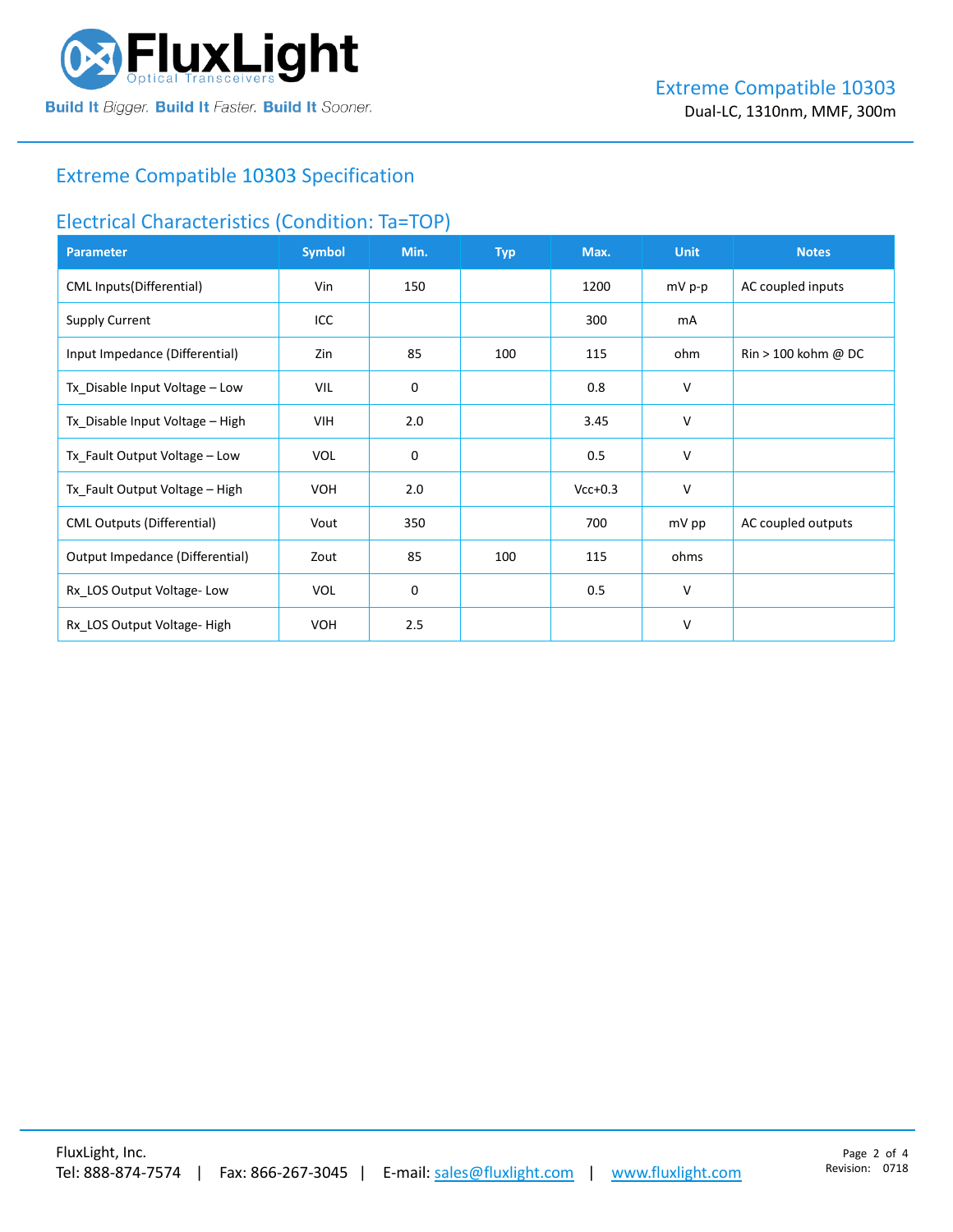## Extreme Compatible 10303 Specification

### Electrical Characteristics (Condition: Ta=TOP)

| Parameter | Symbol | Min. | Typ | Max. | Unit | Notes |
|---|---|---|---|---|---|---|
| CML Inputs(Differential) | Vin | 150 | | 1200 | mV p-p | AC coupled inputs |
| Supply Current | ICC | | | 300 | mA | |
| Input Impedance (Differential) | Zin | 85 | 100 | 115 | ohm | Rin > 100 kohm @ DC |
| Tx_Disable Input Voltage – Low | VIL | 0 | | 0.8 | V | |
| Tx_Disable Input Voltage – High | VIH | 2.0 | | 3.45 | V | |
| Tx_Fault Output Voltage – Low | VOL | 0 | | 0.5 | V | |
| Tx_Fault Output Voltage – High | VOH | 2.0 | | Vcc+0.3 | V | |
| CML Outputs (Differential) | Vout | 350 | | 700 | mV pp | AC coupled outputs |
| Output Impedance (Differential) | Zout | 85 | 100 | 115 | ohms | |
| Rx_LOS Output Voltage- Low | VOL | 0 | | 0.5 | V | |
| Rx_LOS Output Voltage- High | VOH | 2.5 | | | V | |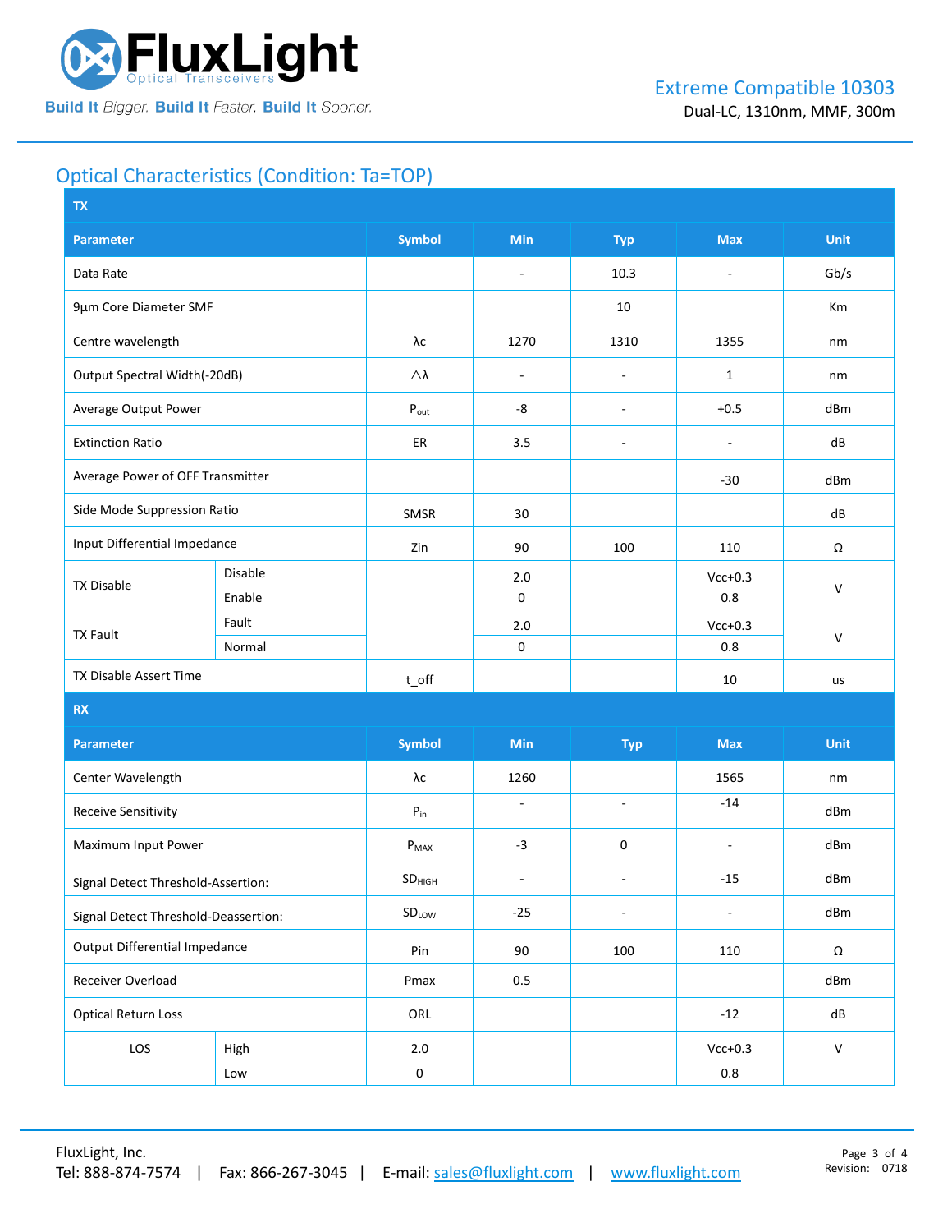## Optical Characteristics (Condition: Ta=TOP)

| TX | | | | | | |
|---|---|---|---|---|---|---|
| **Parameter** | | **Symbol** | **Min** | **Typ** | **Max** | **Unit** |
| Data Rate | | | - | 10.3 | - | Gb/s |
| 9µm Core Diameter SMF | | | | 10 | | Km |
| Centre wavelength | | λc | 1270 | 1310 | 1355 | nm |
| Output Spectral Width(-20dB) | | △λ | - | - | 1 | nm |
| Average Output Power | | $P_{out}$ | -8 | - | +0.5 | dBm |
| Extinction Ratio | | ER | 3.5 | - | - | dB |
| Average Power of OFF Transmitter | | | | | -30 | dBm |
| Side Mode Suppression Ratio | | SMSR | 30 | | | dB |
| Input Differential Impedance | | Zin | 90 | 100 | 110 | Ω |
| TX Disable | Disable | | 2.0 | | Vcc+0.3 | V |
| | Enable | | 0 | | 0.8 | |
| TX Fault | Fault | | 2.0 | | Vcc+0.3 | V |
| | Normal | | 0 | | 0.8 | |
| TX Disable Assert Time | | t_off | | | 10 | us |

| RX | | | | | | |
|---|---|---|---|---|---|---|
| **Parameter** | | **Symbol** | **Min** | **Typ** | **Max** | **Unit** |
| Center Wavelength | | λc | 1260 | | 1565 | nm |
| Receive Sensitivity | | $P_{in}$ | - | - | -14 | dBm |
| Maximum Input Power | | $P_{MAX}$ | -3 | 0 | - | dBm |
| Signal Detect Threshold-Assertion: | | $SD_{HIGH}$ | - | - | -15 | dBm |
| Signal Detect Threshold-Deassertion: | | $SD_{LOW}$ | -25 | - | - | dBm |
| Output Differential Impedance | | Pin | 90 | 100 | 110 | Ω |
| Receiver Overload | | Pmax | 0.5 | | | dBm |
| Optical Return Loss | | ORL | | | -12 | dB |
| LOS | High | 2.0 | | | Vcc+0.3 | V |
| | Low | 0 | | | 0.8 | |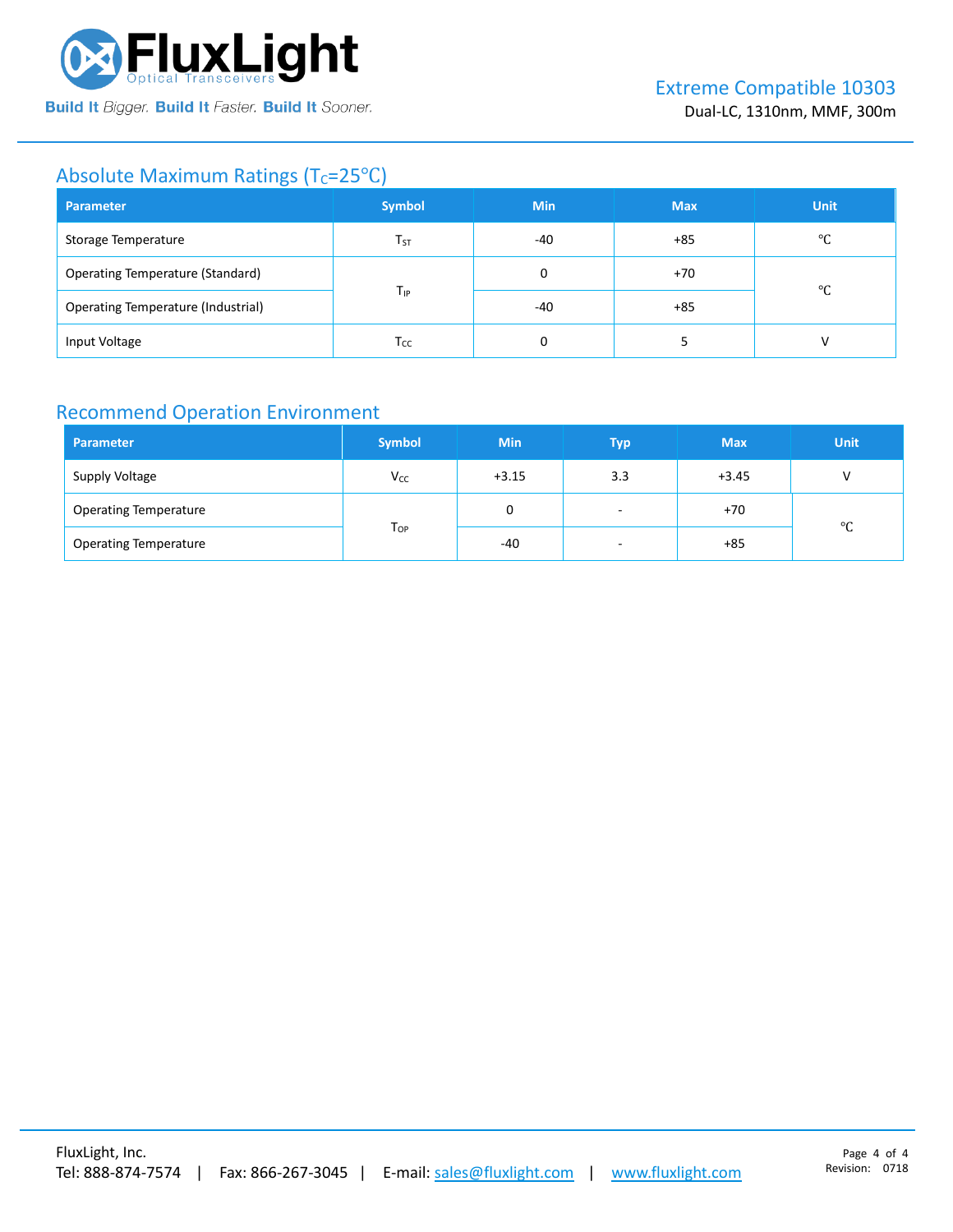## Absolute Maximum Ratings ($T_C$=25°C)

| Parameter | Symbol | Min | Max | Unit |
| --- | --- | --- | --- | --- |
| Storage Temperature | $T_{ST}$ | -40 | +85 | °C |
| Operating Temperature (Standard) | $T_{IP}$ | 0 | +70 | °C |
| Operating Temperature (Industrial) | | -40 | +85 | |
| Input Voltage | $T_{CC}$ | 0 | 5 | V |

## Recommend Operation Environment

| Parameter | Symbol | Min | Typ | Max | Unit |
| --- | --- | --- | --- | --- | --- |
| Supply Voltage | $V_{CC}$ | +3.15 | 3.3 | +3.45 | V |
| Operating Temperature | $T_{OP}$ | 0 | - | +70 | °C |
| Operating Temperature | | -40 | - | +85 | |

FluxLight, Inc.
Tel: 888-874-7574 | Fax: 866-267-3045 | E-mail: sales@fluxlight.com | www.fluxlight.com